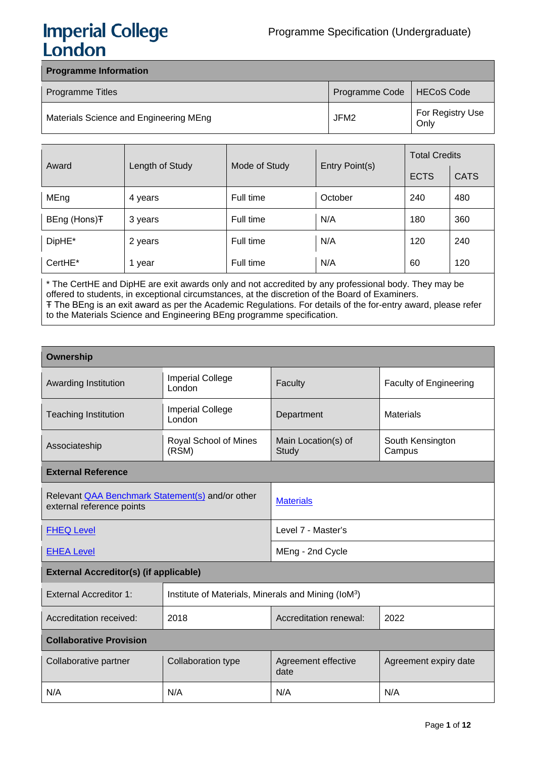# Imperial College London

Programme Specification (Undergraduate)

| Programme Information | | |
|---|---|---|
| Programme Titles | Programme Code | HECoS Code |
| Materials Science and Engineering MEng | JFM2 | For Registry Use Only |

| Award | Length of Study | Mode of Study | Entry Point(s) | Total Credits | |
|---|---|---|---|---|---|
| | | | | ECTS | CATS |
| MEng | 4 years | Full time | October | 240 | 480 |
| BEng (Hons)Ŧ | 3 years | Full time | N/A | 180 | 360 |
| DipHE* | 2 years | Full time | N/A | 120 | 240 |
| CertHE* | 1 year | Full time | N/A | 60 | 120 |

\* The CertHE and DipHE are exit awards only and not accredited by any professional body. They may be offered to students, in exceptional circumstances, at the discretion of the Board of Examiners.
Ŧ The BEng is an exit award as per the Academic Regulations. For details of the for-entry award, please refer to the Materials Science and Engineering BEng programme specification.

| Ownership | | | |
|---|---|---|---|
| Awarding Institution | Imperial College London | Faculty | Faculty of Engineering |
| Teaching Institution | Imperial College London | Department | Materials |
| Associateship | Royal School of Mines (RSM) | Main Location(s) of Study | South Kensington Campus |
| **External Reference** | | | |
| Relevant QAA Benchmark Statement(s) and/or other external reference points | | Materials | |
| FHEQ Level | | Level 7 - Master's | |
| EHEA Level | | MEng - 2nd Cycle | |
| **External Accreditor(s) (if applicable)** | | | |
| External Accreditor 1: | Institute of Materials, Minerals and Mining (IoM$^3$) | | |
| Accreditation received: | 2018 | Accreditation renewal: | 2022 |
| **Collaborative Provision** | | | |
| Collaborative partner | Collaboration type | Agreement effective date | Agreement expiry date |
| N/A | N/A | N/A | N/A |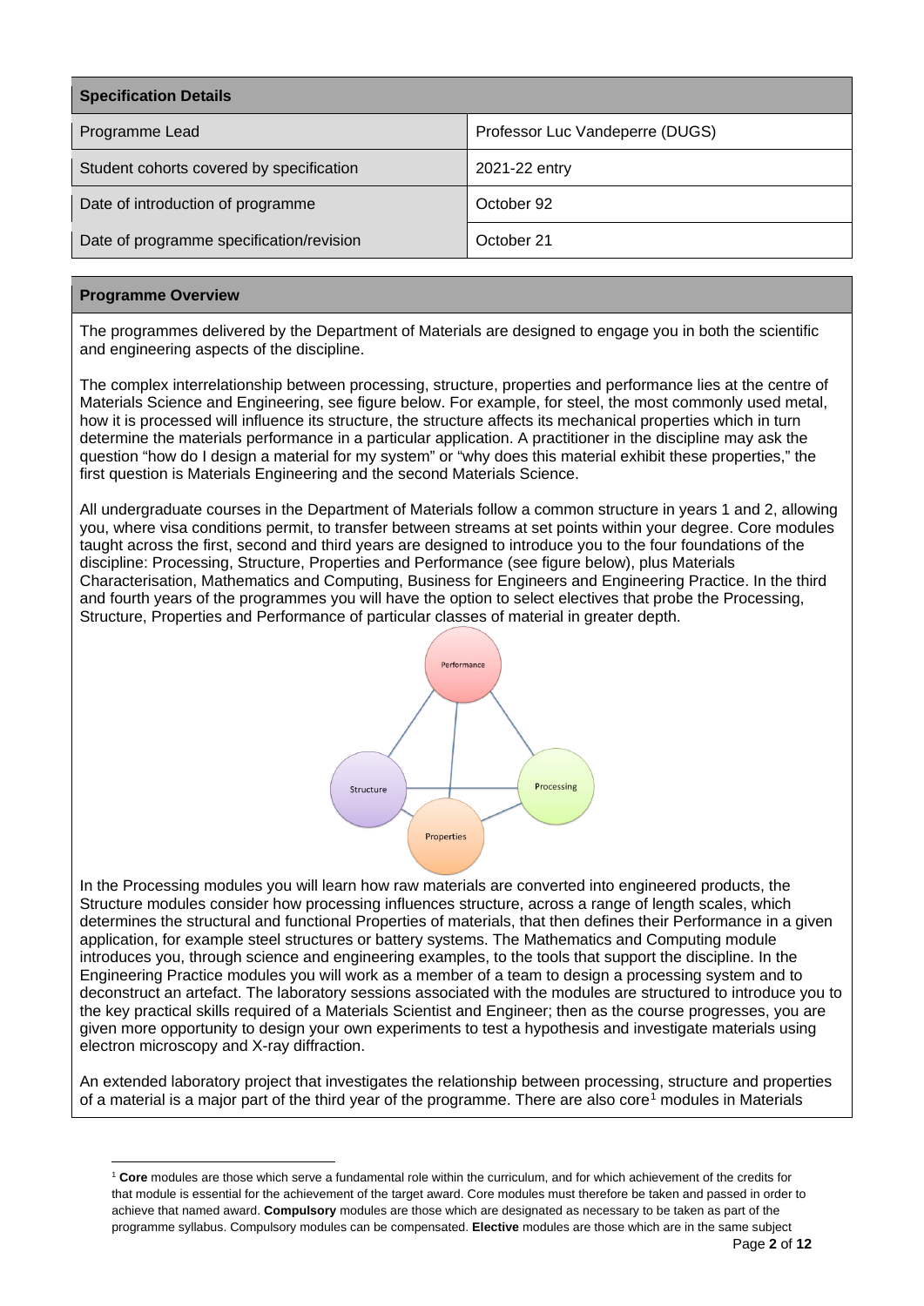| Specification Details | |
|---|---|
| Programme Lead | Professor Luc Vandeperre (DUGS) |
| Student cohorts covered by specification | 2021-22 entry |
| Date of introduction of programme | October 92 |
| Date of programme specification/revision | October 21 |

## Programme Overview

The programmes delivered by the Department of Materials are designed to engage you in both the scientific and engineering aspects of the discipline.

The complex interrelationship between processing, structure, properties and performance lies at the centre of Materials Science and Engineering, see figure below. For example, for steel, the most commonly used metal, how it is processed will influence its structure, the structure affects its mechanical properties which in turn determine the materials performance in a particular application. A practitioner in the discipline may ask the question "how do I design a material for my system" or "why does this material exhibit these properties," the first question is Materials Engineering and the second Materials Science.

All undergraduate courses in the Department of Materials follow a common structure in years 1 and 2, allowing you, where visa conditions permit, to transfer between streams at set points within your degree. Core modules taught across the first, second and third years are designed to introduce you to the four foundations of the discipline: Processing, Structure, Properties and Performance (see figure below), plus Materials Characterisation, Mathematics and Computing, Business for Engineers and Engineering Practice. In the third and fourth years of the programmes you will have the option to select electives that probe the Processing, Structure, Properties and Performance of particular classes of material in greater depth.

Performance

Structure Processing

Properties

In the Processing modules you will learn how raw materials are converted into engineered products, the Structure modules consider how processing influences structure, across a range of length scales, which determines the structural and functional Properties of materials, that then defines their Performance in a given application, for example steel structures or battery systems. The Mathematics and Computing module introduces you, through science and engineering examples, to the tools that support the discipline. In the Engineering Practice modules you will work as a member of a team to design a processing system and to deconstruct an artefact. The laboratory sessions associated with the modules are structured to introduce you to the key practical skills required of a Materials Scientist and Engineer; then as the course progresses, you are given more opportunity to design your own experiments to test a hypothesis and investigate materials using electron microscopy and X-ray diffraction.

An extended laboratory project that investigates the relationship between processing, structure and properties of a material is a major part of the third year of the programme. There are also core[1] modules in Materials

[1] **Core** modules are those which serve a fundamental role within the curriculum, and for which achievement of the credits for that module is essential for the achievement of the target award. Core modules must therefore be taken and passed in order to achieve that named award. **Compulsory** modules are those which are designated as necessary to be taken as part of the programme syllabus. Compulsory modules can be compensated. **Elective** modules are those which are in the same subject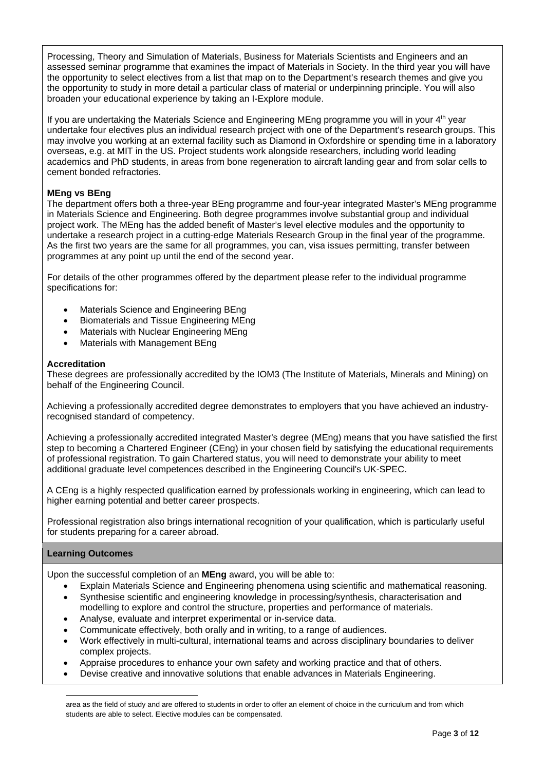Processing, Theory and Simulation of Materials, Business for Materials Scientists and Engineers and an assessed seminar programme that examines the impact of Materials in Society. In the third year you will have the opportunity to select electives from a list that map on to the Department's research themes and give you the opportunity to study in more detail a particular class of material or underpinning principle. You will also broaden your educational experience by taking an I-Explore module.

If you are undertaking the Materials Science and Engineering MEng programme you will in your 4th year undertake four electives plus an individual research project with one of the Department's research groups. This may involve you working at an external facility such as Diamond in Oxfordshire or spending time in a laboratory overseas, e.g. at MIT in the US. Project students work alongside researchers, including world leading academics and PhD students, in areas from bone regeneration to aircraft landing gear and from solar cells to cement bonded refractories.

**MEng vs BEng**

The department offers both a three-year BEng programme and four-year integrated Master's MEng programme in Materials Science and Engineering. Both degree programmes involve substantial group and individual project work. The MEng has the added benefit of Master's level elective modules and the opportunity to undertake a research project in a cutting-edge Materials Research Group in the final year of the programme. As the first two years are the same for all programmes, you can, visa issues permitting, transfer between programmes at any point up until the end of the second year.

For details of the other programmes offered by the department please refer to the individual programme specifications for:

- Materials Science and Engineering BEng
- Biomaterials and Tissue Engineering MEng
- Materials with Nuclear Engineering MEng
- Materials with Management BEng

**Accreditation**

These degrees are professionally accredited by the IOM3 (The Institute of Materials, Minerals and Mining) on behalf of the Engineering Council.

Achieving a professionally accredited degree demonstrates to employers that you have achieved an industry-recognised standard of competency.

Achieving a professionally accredited integrated Master's degree (MEng) means that you have satisfied the first step to becoming a Chartered Engineer (CEng) in your chosen field by satisfying the educational requirements of professional registration. To gain Chartered status, you will need to demonstrate your ability to meet additional graduate level competences described in the Engineering Council's UK-SPEC.

A CEng is a highly respected qualification earned by professionals working in engineering, which can lead to higher earning potential and better career prospects.

Professional registration also brings international recognition of your qualification, which is particularly useful for students preparing for a career abroad.

## Learning Outcomes

Upon the successful completion of an **MEng** award, you will be able to:

- Explain Materials Science and Engineering phenomena using scientific and mathematical reasoning.
- Synthesise scientific and engineering knowledge in processing/synthesis, characterisation and modelling to explore and control the structure, properties and performance of materials.
- Analyse, evaluate and interpret experimental or in-service data.
- Communicate effectively, both orally and in writing, to a range of audiences.
- Work effectively in multi-cultural, international teams and across disciplinary boundaries to deliver complex projects.
- Appraise procedures to enhance your own safety and working practice and that of others.
- Devise creative and innovative solutions that enable advances in Materials Engineering.

area as the field of study and are offered to students in order to offer an element of choice in the curriculum and from which students are able to select. Elective modules can be compensated.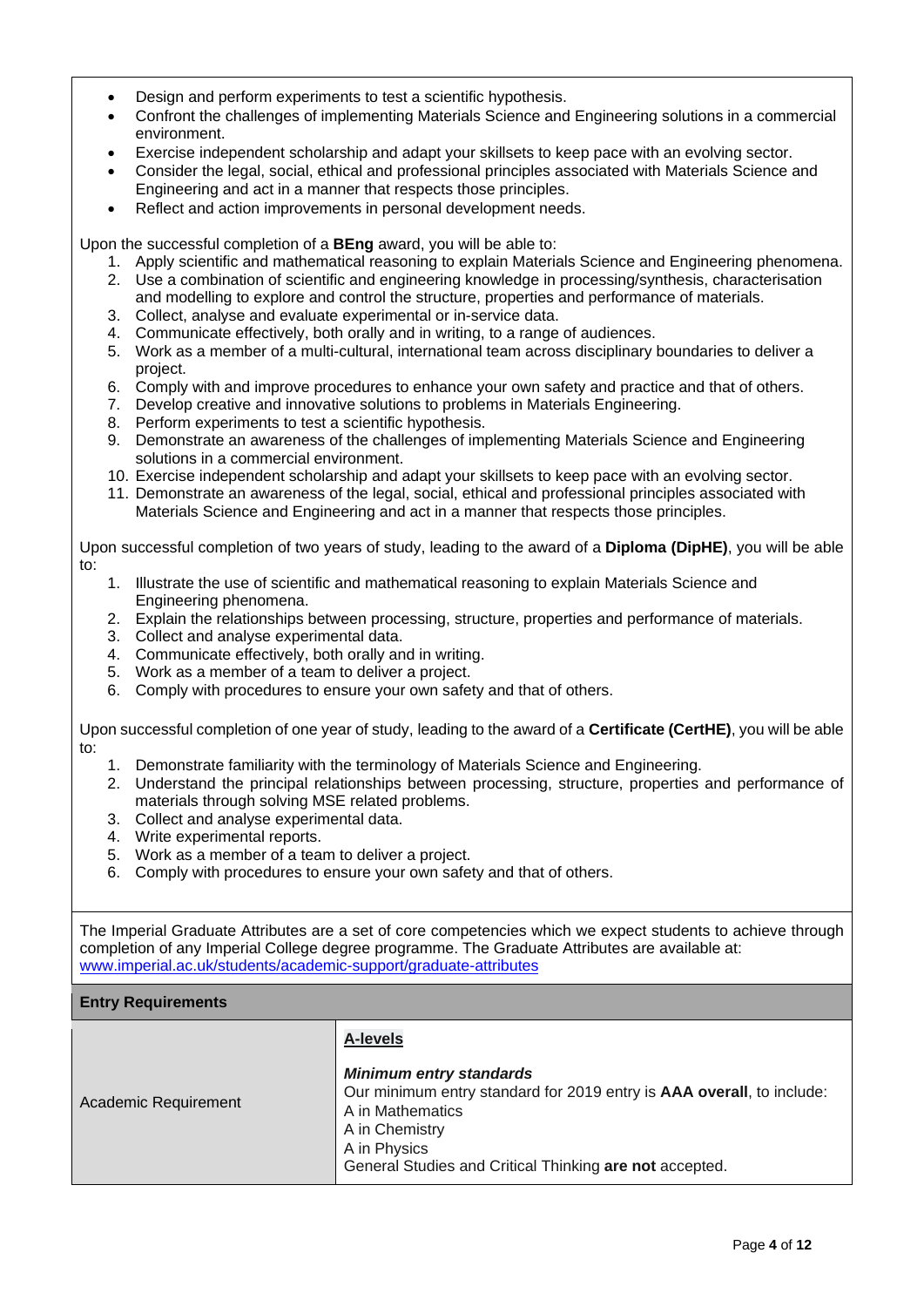- Design and perform experiments to test a scientific hypothesis.
- Confront the challenges of implementing Materials Science and Engineering solutions in a commercial environment.
- Exercise independent scholarship and adapt your skillsets to keep pace with an evolving sector.
- Consider the legal, social, ethical and professional principles associated with Materials Science and Engineering and act in a manner that respects those principles.
- Reflect and action improvements in personal development needs.

Upon the successful completion of a **BEng** award, you will be able to:

1. Apply scientific and mathematical reasoning to explain Materials Science and Engineering phenomena.
2. Use a combination of scientific and engineering knowledge in processing/synthesis, characterisation and modelling to explore and control the structure, properties and performance of materials.
3. Collect, analyse and evaluate experimental or in-service data.
4. Communicate effectively, both orally and in writing, to a range of audiences.
5. Work as a member of a multi-cultural, international team across disciplinary boundaries to deliver a project.
6. Comply with and improve procedures to enhance your own safety and practice and that of others.
7. Develop creative and innovative solutions to problems in Materials Engineering.
8. Perform experiments to test a scientific hypothesis.
9. Demonstrate an awareness of the challenges of implementing Materials Science and Engineering solutions in a commercial environment.
10. Exercise independent scholarship and adapt your skillsets to keep pace with an evolving sector.
11. Demonstrate an awareness of the legal, social, ethical and professional principles associated with Materials Science and Engineering and act in a manner that respects those principles.

Upon successful completion of two years of study, leading to the award of a **Diploma (DipHE)**, you will be able to:

1. Illustrate the use of scientific and mathematical reasoning to explain Materials Science and Engineering phenomena.
2. Explain the relationships between processing, structure, properties and performance of materials.
3. Collect and analyse experimental data.
4. Communicate effectively, both orally and in writing.
5. Work as a member of a team to deliver a project.
6. Comply with procedures to ensure your own safety and that of others.

Upon successful completion of one year of study, leading to the award of a **Certificate (CertHE)**, you will be able to:

1. Demonstrate familiarity with the terminology of Materials Science and Engineering.
2. Understand the principal relationships between processing, structure, properties and performance of materials through solving MSE related problems.
3. Collect and analyse experimental data.
4. Write experimental reports.
5. Work as a member of a team to deliver a project.
6. Comply with procedures to ensure your own safety and that of others.

The Imperial Graduate Attributes are a set of core competencies which we expect students to achieve through completion of any Imperial College degree programme. The Graduate Attributes are available at: www.imperial.ac.uk/students/academic-support/graduate-attributes

## Entry Requirements

| | |
|---|---|
| Academic Requirement | **A-levels**<br><br>***Minimum entry standards***<br>Our minimum entry standard for 2019 entry is **AAA overall**, to include:<br>A in Mathematics<br>A in Chemistry<br>A in Physics<br>General Studies and Critical Thinking **are not** accepted. |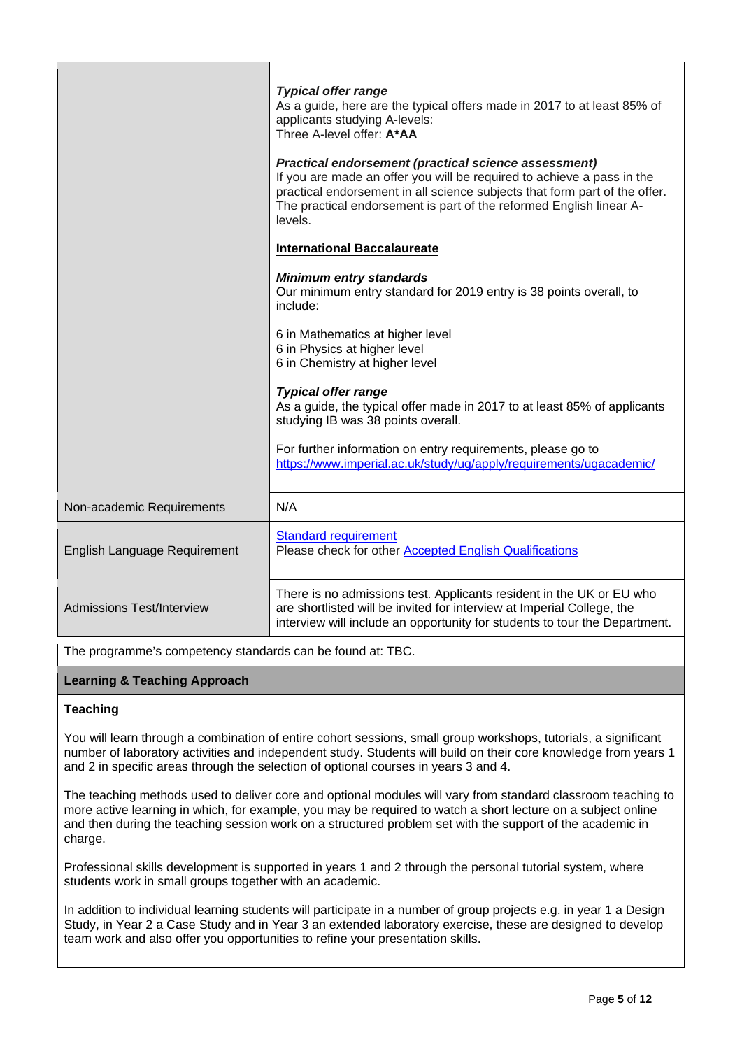| | |
|---|---|
| | ***Typical offer range***<br>As a guide, here are the typical offers made in 2017 to at least 85% of applicants studying A-levels:<br>Three A-level offer: **A*AA**<br><br>***Practical endorsement (practical science assessment)***<br>If you are made an offer you will be required to achieve a pass in the practical endorsement in all science subjects that form part of the offer. The practical endorsement is part of the reformed English linear A-levels.<br><br>**International Baccalaureate**<br><br>***Minimum entry standards***<br>Our minimum entry standard for 2019 entry is 38 points overall, to include:<br><br>6 in Mathematics at higher level<br>6 in Physics at higher level<br>6 in Chemistry at higher level<br><br>***Typical offer range***<br>As a guide, the typical offer made in 2017 to at least 85% of applicants studying IB was 38 points overall.<br><br>For further information on entry requirements, please go to [https://www.imperial.ac.uk/study/ug/apply/requirements/ugacademic/](https://www.imperial.ac.uk/study/ug/apply/requirements/ugacademic/) |
| Non-academic Requirements | N/A |
| English Language Requirement | Standard requirement<br>Please check for other Accepted English Qualifications |
| Admissions Test/Interview | There is no admissions test. Applicants resident in the UK or EU who are shortlisted will be invited for interview at Imperial College, the interview will include an opportunity for students to tour the Department. |

The programme's competency standards can be found at: TBC.

## Learning & Teaching Approach

### Teaching

You will learn through a combination of entire cohort sessions, small group workshops, tutorials, a significant number of laboratory activities and independent study. Students will build on their core knowledge from years 1 and 2 in specific areas through the selection of optional courses in years 3 and 4.

The teaching methods used to deliver core and optional modules will vary from standard classroom teaching to more active learning in which, for example, you may be required to watch a short lecture on a subject online and then during the teaching session work on a structured problem set with the support of the academic in charge.

Professional skills development is supported in years 1 and 2 through the personal tutorial system, where students work in small groups together with an academic.

In addition to individual learning students will participate in a number of group projects e.g. in year 1 a Design Study, in Year 2 a Case Study and in Year 3 an extended laboratory exercise, these are designed to develop team work and also offer you opportunities to refine your presentation skills.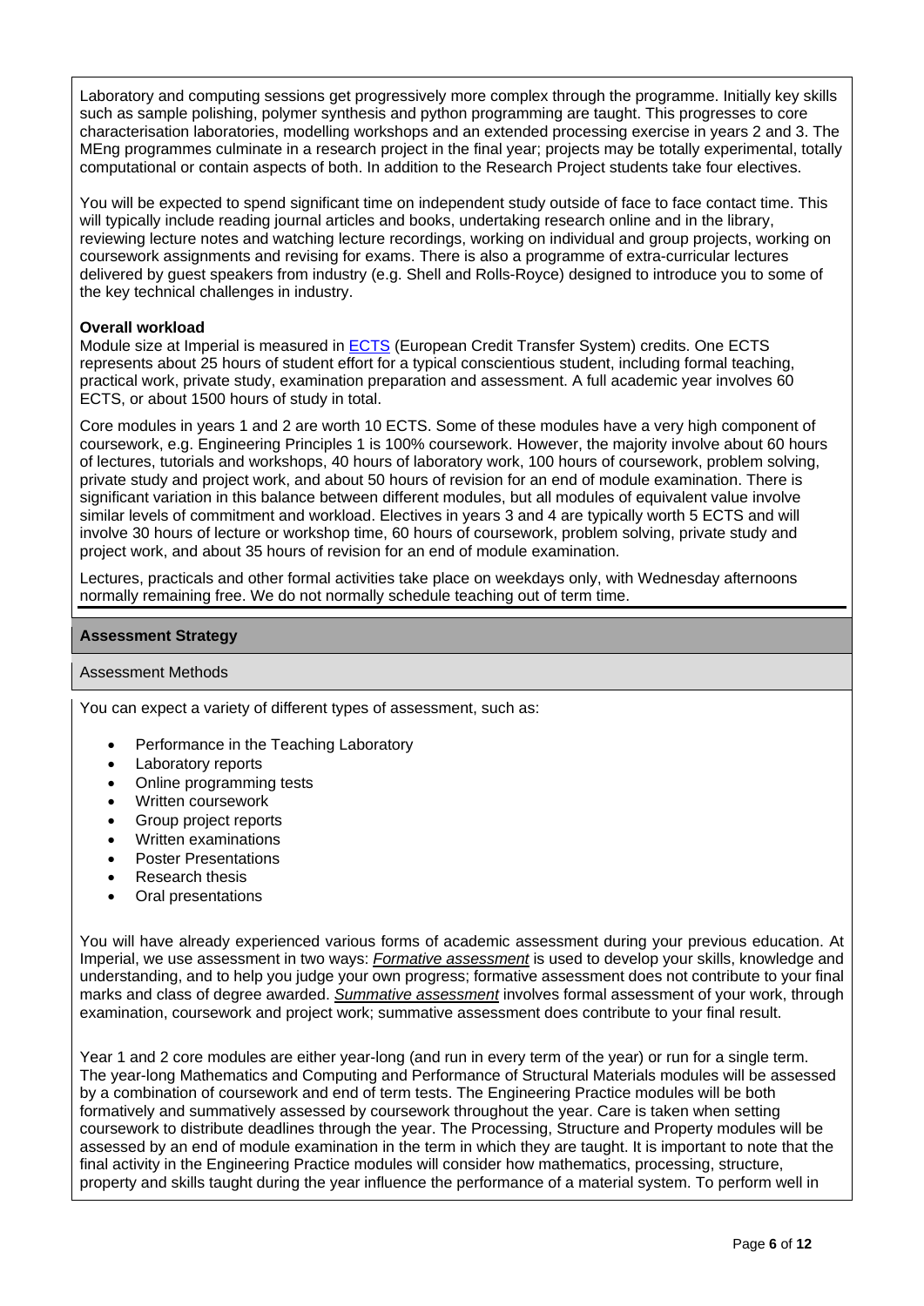Laboratory and computing sessions get progressively more complex through the programme. Initially key skills such as sample polishing, polymer synthesis and python programming are taught. This progresses to core characterisation laboratories, modelling workshops and an extended processing exercise in years 2 and 3. The MEng programmes culminate in a research project in the final year; projects may be totally experimental, totally computational or contain aspects of both. In addition to the Research Project students take four electives.

You will be expected to spend significant time on independent study outside of face to face contact time. This will typically include reading journal articles and books, undertaking research online and in the library, reviewing lecture notes and watching lecture recordings, working on individual and group projects, working on coursework assignments and revising for exams. There is also a programme of extra-curricular lectures delivered by guest speakers from industry (e.g. Shell and Rolls-Royce) designed to introduce you to some of the key technical challenges in industry.

**Overall workload**

Module size at Imperial is measured in ECTS (European Credit Transfer System) credits. One ECTS represents about 25 hours of student effort for a typical conscientious student, including formal teaching, practical work, private study, examination preparation and assessment. A full academic year involves 60 ECTS, or about 1500 hours of study in total.

Core modules in years 1 and 2 are worth 10 ECTS. Some of these modules have a very high component of coursework, e.g. Engineering Principles 1 is 100% coursework. However, the majority involve about 60 hours of lectures, tutorials and workshops, 40 hours of laboratory work, 100 hours of coursework, problem solving, private study and project work, and about 50 hours of revision for an end of module examination. There is significant variation in this balance between different modules, but all modules of equivalent value involve similar levels of commitment and workload. Electives in years 3 and 4 are typically worth 5 ECTS and will involve 30 hours of lecture or workshop time, 60 hours of coursework, problem solving, private study and project work, and about 35 hours of revision for an end of module examination.

Lectures, practicals and other formal activities take place on weekdays only, with Wednesday afternoons normally remaining free. We do not normally schedule teaching out of term time.

## Assessment Strategy

### Assessment Methods

You can expect a variety of different types of assessment, such as:

- Performance in the Teaching Laboratory
- Laboratory reports
- Online programming tests
- Written coursework
- Group project reports
- Written examinations
- Poster Presentations
- Research thesis
- Oral presentations

You will have already experienced various forms of academic assessment during your previous education. At Imperial, we use assessment in two ways: ***Formative assessment*** is used to develop your skills, knowledge and understanding, and to help you judge your own progress; formative assessment does not contribute to your final marks and class of degree awarded. ***Summative assessment*** involves formal assessment of your work, through examination, coursework and project work; summative assessment does contribute to your final result.

Year 1 and 2 core modules are either year-long (and run in every term of the year) or run for a single term. The year-long Mathematics and Computing and Performance of Structural Materials modules will be assessed by a combination of coursework and end of term tests. The Engineering Practice modules will be both formatively and summatively assessed by coursework throughout the year. Care is taken when setting coursework to distribute deadlines through the year. The Processing, Structure and Property modules will be assessed by an end of module examination in the term in which they are taught. It is important to note that the final activity in the Engineering Practice modules will consider how mathematics, processing, structure, property and skills taught during the year influence the performance of a material system. To perform well in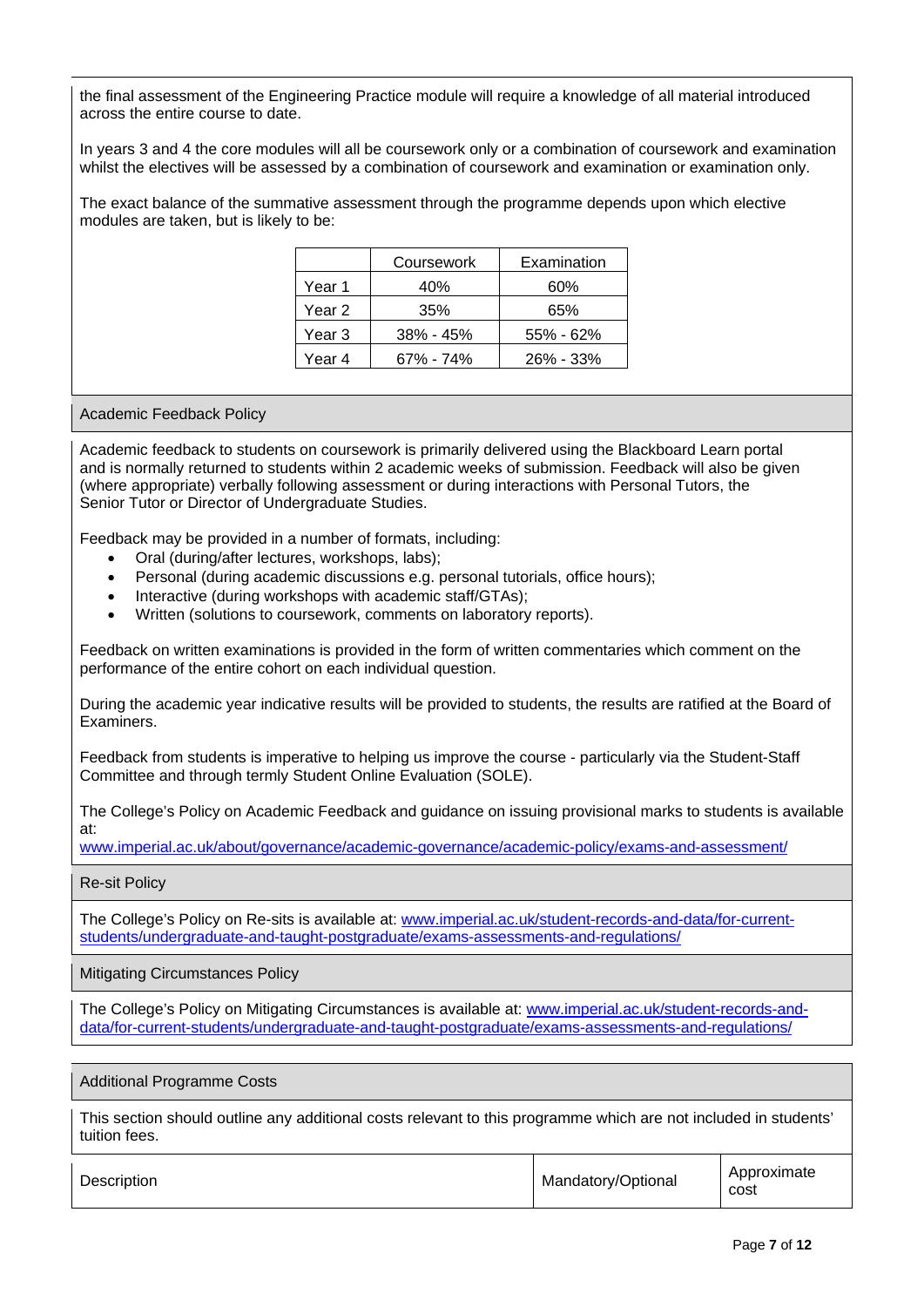the final assessment of the Engineering Practice module will require a knowledge of all material introduced across the entire course to date.

In years 3 and 4 the core modules will all be coursework only or a combination of coursework and examination whilst the electives will be assessed by a combination of coursework and examination or examination only.

The exact balance of the summative assessment through the programme depends upon which elective modules are taken, but is likely to be:

| | Coursework | Examination |
|---|---|---|
| Year 1 | 40% | 60% |
| Year 2 | 35% | 65% |
| Year 3 | 38% - 45% | 55% - 62% |
| Year 4 | 67% - 74% | 26% - 33% |

## Academic Feedback Policy

Academic feedback to students on coursework is primarily delivered using the Blackboard Learn portal and is normally returned to students within 2 academic weeks of submission. Feedback will also be given (where appropriate) verbally following assessment or during interactions with Personal Tutors, the Senior Tutor or Director of Undergraduate Studies.

Feedback may be provided in a number of formats, including:

- Oral (during/after lectures, workshops, labs);
- Personal (during academic discussions e.g. personal tutorials, office hours);
- Interactive (during workshops with academic staff/GTAs);
- Written (solutions to coursework, comments on laboratory reports).

Feedback on written examinations is provided in the form of written commentaries which comment on the performance of the entire cohort on each individual question.

During the academic year indicative results will be provided to students, the results are ratified at the Board of Examiners.

Feedback from students is imperative to helping us improve the course - particularly via the Student-Staff Committee and through termly Student Online Evaluation (SOLE).

The College's Policy on Academic Feedback and guidance on issuing provisional marks to students is available at:
www.imperial.ac.uk/about/governance/academic-governance/academic-policy/exams-and-assessment/

## Re-sit Policy

The College's Policy on Re-sits is available at: www.imperial.ac.uk/student-records-and-data/for-current-students/undergraduate-and-taught-postgraduate/exams-assessments-and-regulations/

## Mitigating Circumstances Policy

The College's Policy on Mitigating Circumstances is available at: www.imperial.ac.uk/student-records-and-data/for-current-students/undergraduate-and-taught-postgraduate/exams-assessments-and-regulations/

## Additional Programme Costs

This section should outline any additional costs relevant to this programme which are not included in students' tuition fees.

| Description | Mandatory/Optional | Approximate cost |
|---|---|---|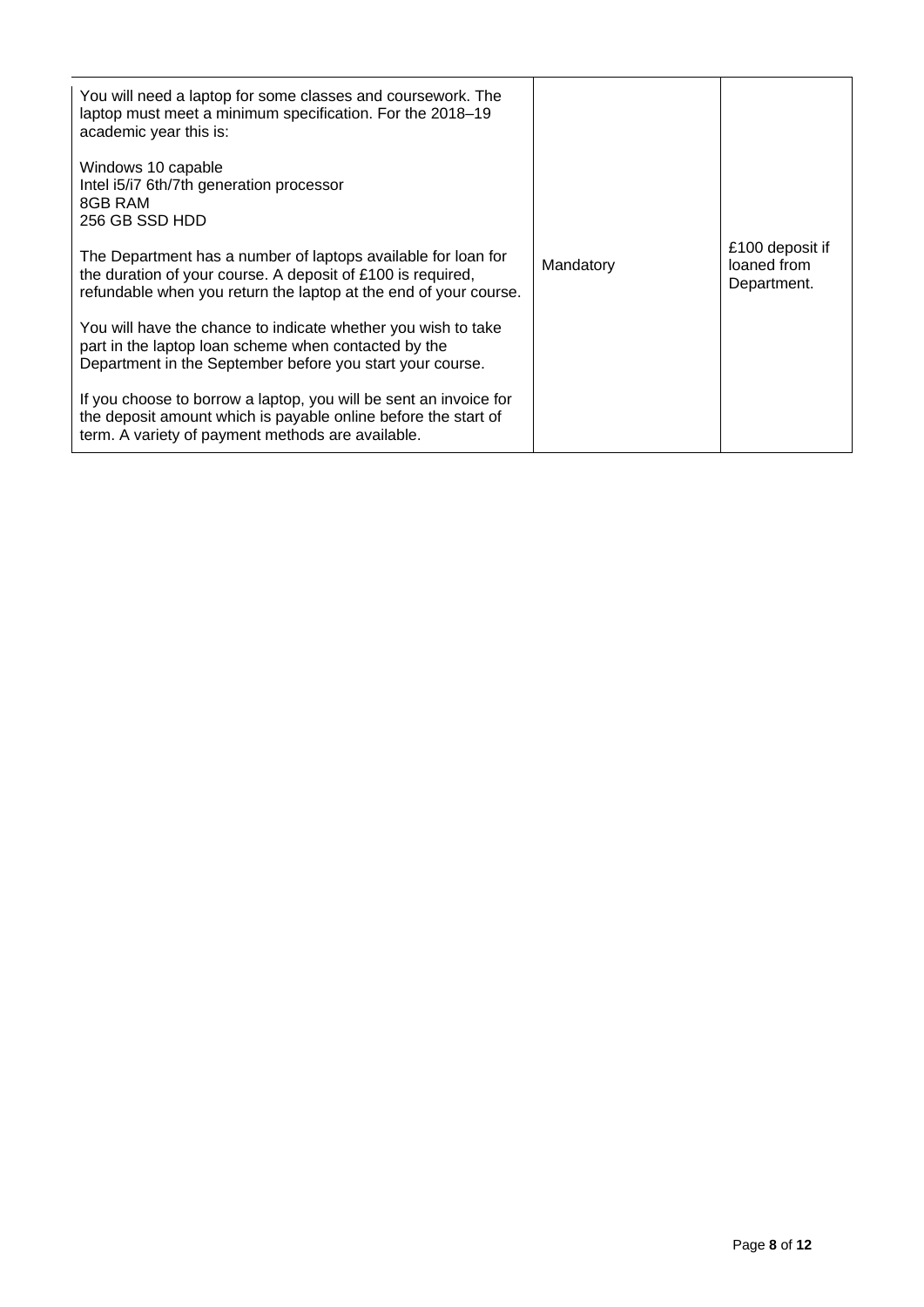| | | |
|---|---|---|
| You will need a laptop for some classes and coursework. The laptop must meet a minimum specification. For the 2018–19 academic year this is:<br><br>Windows 10 capable<br>Intel i5/i7 6th/7th generation processor<br>8GB RAM<br>256 GB SSD HDD<br><br>The Department has a number of laptops available for loan for the duration of your course. A deposit of £100 is required, refundable when you return the laptop at the end of your course.<br><br>You will have the chance to indicate whether you wish to take part in the laptop loan scheme when contacted by the Department in the September before you start your course.<br><br>If you choose to borrow a laptop, you will be sent an invoice for the deposit amount which is payable online before the start of term. A variety of payment methods are available. | Mandatory | £100 deposit if loaned from Department. |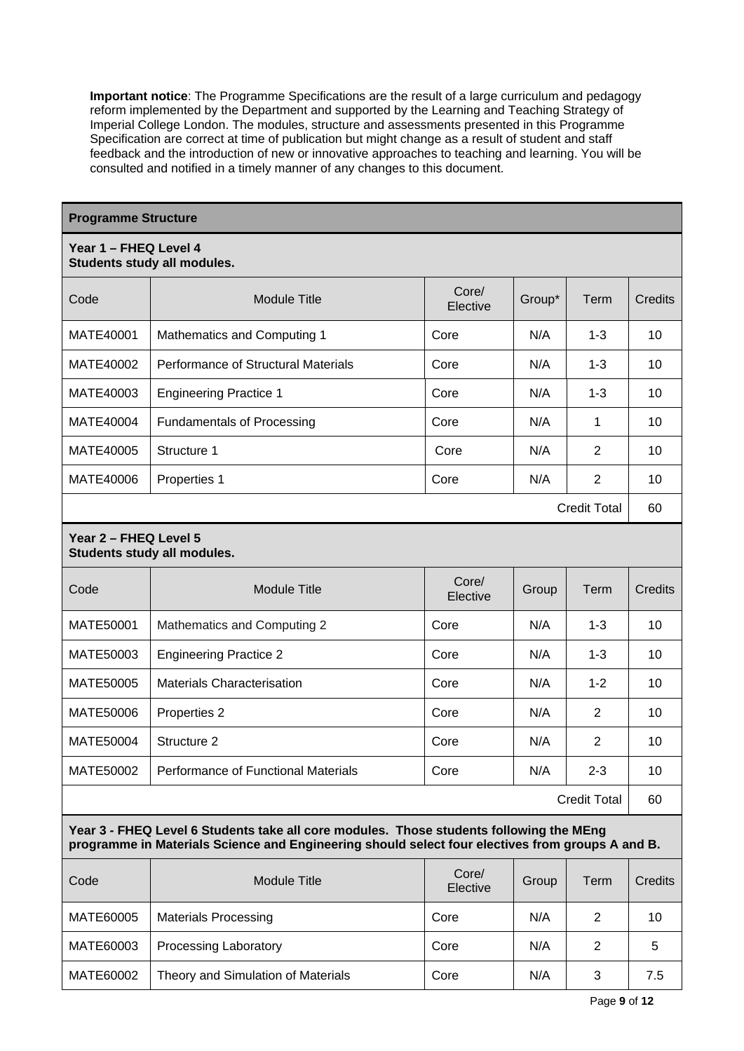**Important notice**: The Programme Specifications are the result of a large curriculum and pedagogy reform implemented by the Department and supported by the Learning and Teaching Strategy of Imperial College London. The modules, structure and assessments presented in this Programme Specification are correct at time of publication but might change as a result of student and staff feedback and the introduction of new or innovative approaches to teaching and learning. You will be consulted and notified in a timely manner of any changes to this document.

## Programme Structure

### Year 1 – FHEQ Level 4
**Students study all modules.**

| Code | Module Title | Core/ Elective | Group* | Term | Credits |
|---|---|---|---|---|---|
| MATE40001 | Mathematics and Computing 1 | Core | N/A | 1-3 | 10 |
| MATE40002 | Performance of Structural Materials | Core | N/A | 1-3 | 10 |
| MATE40003 | Engineering Practice 1 | Core | N/A | 1-3 | 10 |
| MATE40004 | Fundamentals of Processing | Core | N/A | 1 | 10 |
| MATE40005 | Structure 1 | Core | N/A | 2 | 10 |
| MATE40006 | Properties 1 | Core | N/A | 2 | 10 |
| | | | | Credit Total | 60 |

### Year 2 – FHEQ Level 5
**Students study all modules.**

| Code | Module Title | Core/ Elective | Group | Term | Credits |
|---|---|---|---|---|---|
| MATE50001 | Mathematics and Computing 2 | Core | N/A | 1-3 | 10 |
| MATE50003 | Engineering Practice 2 | Core | N/A | 1-3 | 10 |
| MATE50005 | Materials Characterisation | Core | N/A | 1-2 | 10 |
| MATE50006 | Properties 2 | Core | N/A | 2 | 10 |
| MATE50004 | Structure 2 | Core | N/A | 2 | 10 |
| MATE50002 | Performance of Functional Materials | Core | N/A | 2-3 | 10 |
| | | | | Credit Total | 60 |

### Year 3 - FHEQ Level 6 Students take all core modules. Those students following the MEng programme in Materials Science and Engineering should select four electives from groups A and B.

| Code | Module Title | Core/ Elective | Group | Term | Credits |
|---|---|---|---|---|---|
| MATE60005 | Materials Processing | Core | N/A | 2 | 10 |
| MATE60003 | Processing Laboratory | Core | N/A | 2 | 5 |
| MATE60002 | Theory and Simulation of Materials | Core | N/A | 3 | 7.5 |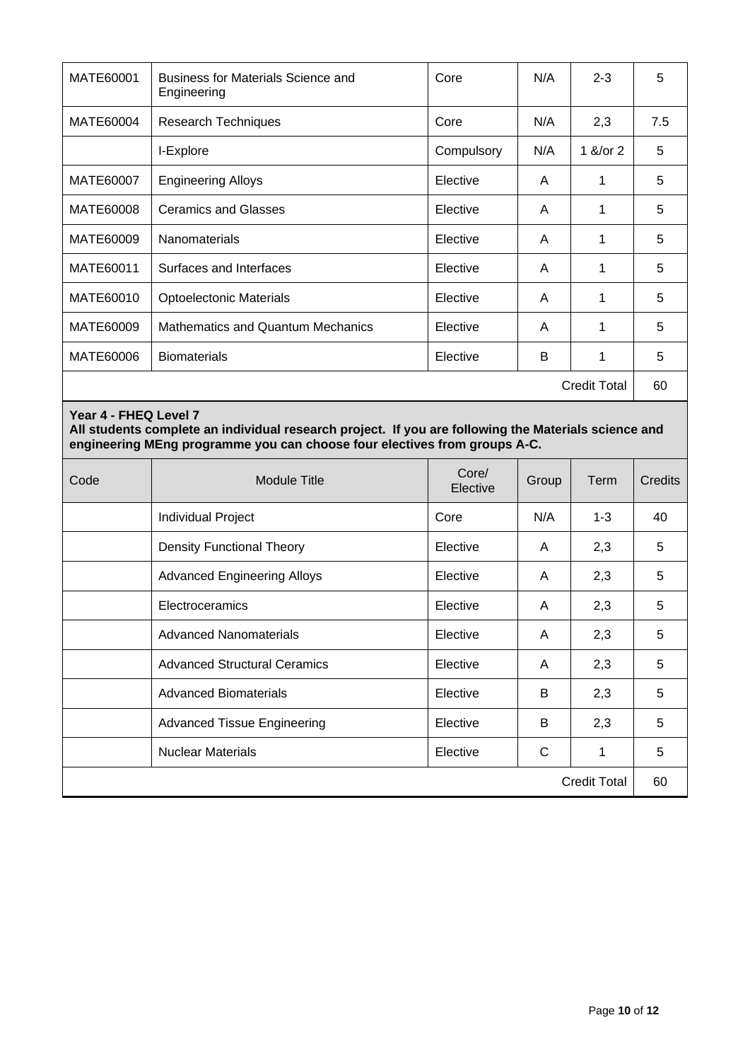| | | | | | |
|---|---|---|---|---|---|
| MATE60001 | Business for Materials Science and Engineering | Core | N/A | 2-3 | 5 |
| MATE60004 | Research Techniques | Core | N/A | 2,3 | 7.5 |
| | I-Explore | Compulsory | N/A | 1 &/or 2 | 5 |
| MATE60007 | Engineering Alloys | Elective | A | 1 | 5 |
| MATE60008 | Ceramics and Glasses | Elective | A | 1 | 5 |
| MATE60009 | Nanomaterials | Elective | A | 1 | 5 |
| MATE60011 | Surfaces and Interfaces | Elective | A | 1 | 5 |
| MATE60010 | Optoelectonic Materials | Elective | A | 1 | 5 |
| MATE60009 | Mathematics and Quantum Mechanics | Elective | A | 1 | 5 |
| MATE60006 | Biomaterials | Elective | B | 1 | 5 |
| | | | | Credit Total | 60 |

**Year 4 - FHEQ Level 7**
**All students complete an individual research project. If you are following the Materials science and engineering MEng programme you can choose four electives from groups A-C.**

| Code | Module Title | Core/ Elective | Group | Term | Credits |
|---|---|---|---|---|---|
| | Individual Project | Core | N/A | 1-3 | 40 |
| | Density Functional Theory | Elective | A | 2,3 | 5 |
| | Advanced Engineering Alloys | Elective | A | 2,3 | 5 |
| | Electroceramics | Elective | A | 2,3 | 5 |
| | Advanced Nanomaterials | Elective | A | 2,3 | 5 |
| | Advanced Structural Ceramics | Elective | A | 2,3 | 5 |
| | Advanced Biomaterials | Elective | B | 2,3 | 5 |
| | Advanced Tissue Engineering | Elective | B | 2,3 | 5 |
| | Nuclear Materials | Elective | C | 1 | 5 |
| | | | | Credit Total | 60 |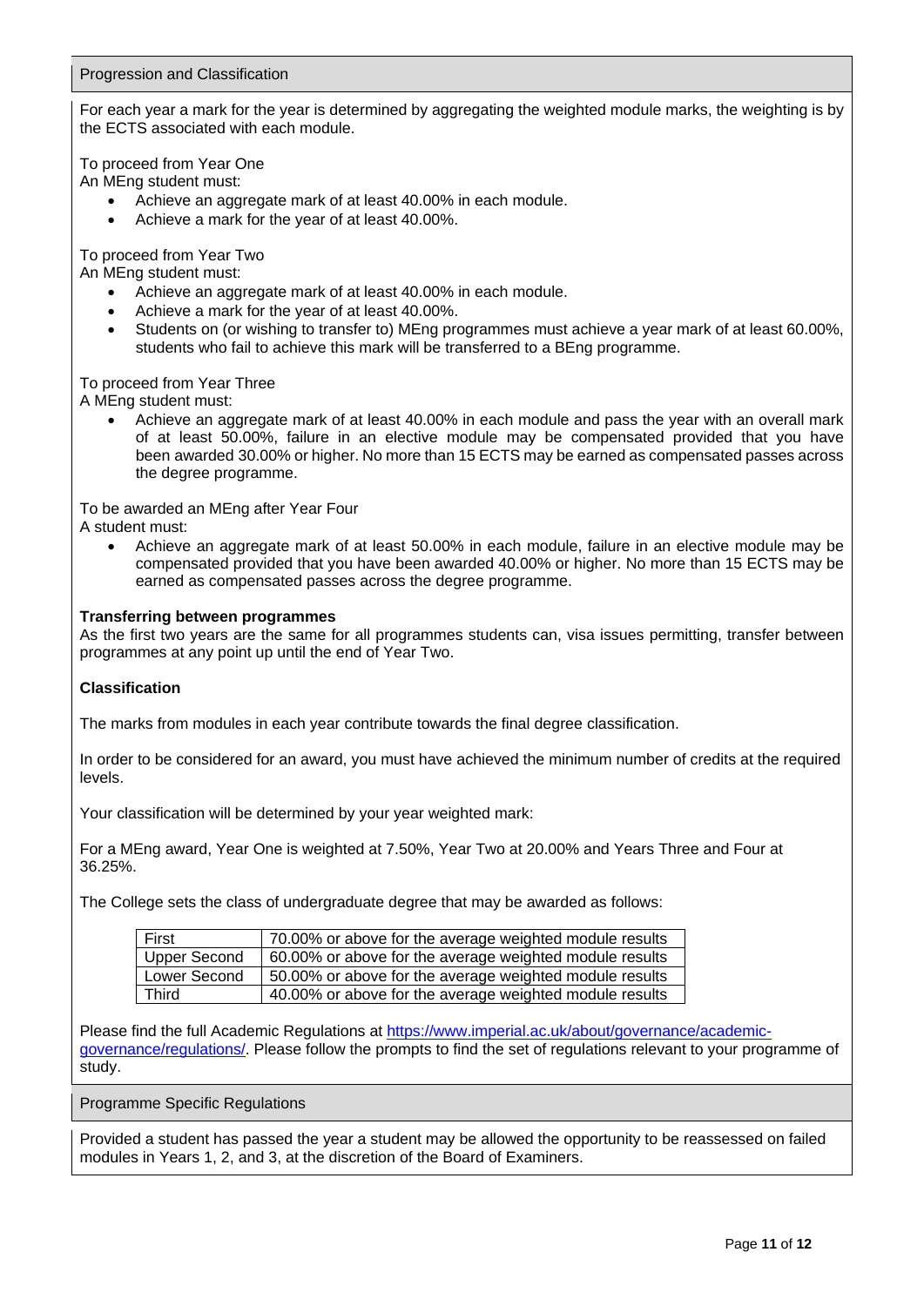## Progression and Classification

For each year a mark for the year is determined by aggregating the weighted module marks, the weighting is by the ECTS associated with each module.

To proceed from Year One

An MEng student must:

- Achieve an aggregate mark of at least 40.00% in each module.
- Achieve a mark for the year of at least 40.00%.

To proceed from Year Two

An MEng student must:

- Achieve an aggregate mark of at least 40.00% in each module.
- Achieve a mark for the year of at least 40.00%.
- Students on (or wishing to transfer to) MEng programmes must achieve a year mark of at least 60.00%, students who fail to achieve this mark will be transferred to a BEng programme.

To proceed from Year Three

A MEng student must:

- Achieve an aggregate mark of at least 40.00% in each module and pass the year with an overall mark of at least 50.00%, failure in an elective module may be compensated provided that you have been awarded 30.00% or higher. No more than 15 ECTS may be earned as compensated passes across the degree programme.

To be awarded an MEng after Year Four

A student must:

- Achieve an aggregate mark of at least 50.00% in each module, failure in an elective module may be compensated provided that you have been awarded 40.00% or higher. No more than 15 ECTS may be earned as compensated passes across the degree programme.

**Transferring between programmes**

As the first two years are the same for all programmes students can, visa issues permitting, transfer between programmes at any point up until the end of Year Two.

**Classification**

The marks from modules in each year contribute towards the final degree classification.

In order to be considered for an award, you must have achieved the minimum number of credits at the required levels.

Your classification will be determined by your year weighted mark:

For a MEng award, Year One is weighted at 7.50%, Year Two at 20.00% and Years Three and Four at 36.25%.

The College sets the class of undergraduate degree that may be awarded as follows:

| | |
|---|---|
| First | 70.00% or above for the average weighted module results |
| Upper Second | 60.00% or above for the average weighted module results |
| Lower Second | 50.00% or above for the average weighted module results |
| Third | 40.00% or above for the average weighted module results |

Please find the full Academic Regulations at [https://www.imperial.ac.uk/about/governance/academic-governance/regulations/](https://www.imperial.ac.uk/about/governance/academic-governance/regulations/). Please follow the prompts to find the set of regulations relevant to your programme of study.

## Programme Specific Regulations

Provided a student has passed the year a student may be allowed the opportunity to be reassessed on failed modules in Years 1, 2, and 3, at the discretion of the Board of Examiners.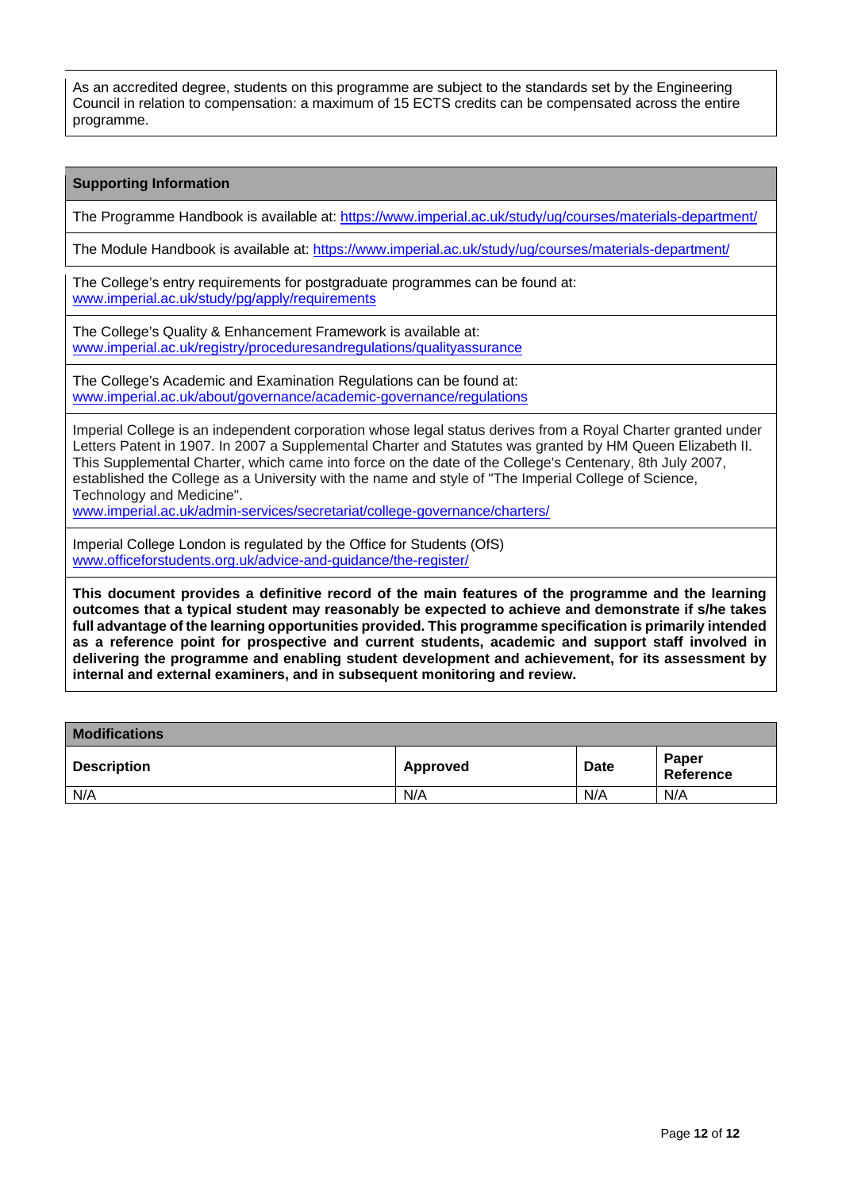As an accredited degree, students on this programme are subject to the standards set by the Engineering Council in relation to compensation: a maximum of 15 ECTS credits can be compensated across the entire programme.

## Supporting Information

The Programme Handbook is available at: https://www.imperial.ac.uk/study/ug/courses/materials-department/

The Module Handbook is available at: https://www.imperial.ac.uk/study/ug/courses/materials-department/

The College's entry requirements for postgraduate programmes can be found at: www.imperial.ac.uk/study/pg/apply/requirements

The College's Quality & Enhancement Framework is available at: www.imperial.ac.uk/registry/proceduresandregulations/qualityassurance

The College's Academic and Examination Regulations can be found at: www.imperial.ac.uk/about/governance/academic-governance/regulations

Imperial College is an independent corporation whose legal status derives from a Royal Charter granted under Letters Patent in 1907. In 2007 a Supplemental Charter and Statutes was granted by HM Queen Elizabeth II. This Supplemental Charter, which came into force on the date of the College's Centenary, 8th July 2007, established the College as a University with the name and style of "The Imperial College of Science, Technology and Medicine".
www.imperial.ac.uk/admin-services/secretariat/college-governance/charters/

Imperial College London is regulated by the Office for Students (OfS)
www.officeforstudents.org.uk/advice-and-guidance/the-register/

**This document provides a definitive record of the main features of the programme and the learning outcomes that a typical student may reasonably be expected to achieve and demonstrate if s/he takes full advantage of the learning opportunities provided. This programme specification is primarily intended as a reference point for prospective and current students, academic and support staff involved in delivering the programme and enabling student development and achievement, for its assessment by internal and external examiners, and in subsequent monitoring and review.**

## Modifications

| Description | Approved | Date | Paper Reference |
|---|---|---|---|
| N/A | N/A | N/A | N/A |